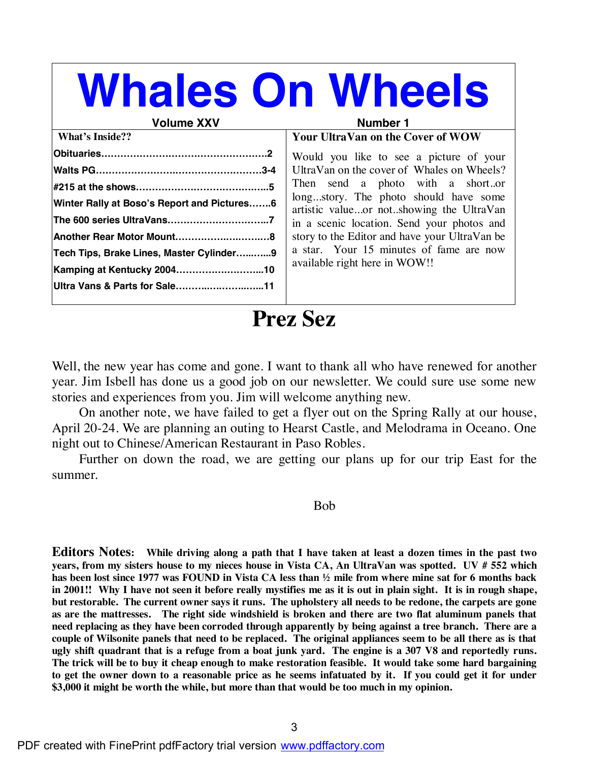# Whales On Wheels

**Volume XXV** **Number 1**

**What's Inside??**

- **Obituaries……………………………………………2**
- **Walts PG……………………………………………3-4**
- **#215 at the shows…………………………………..5**
- **Winter Rally at Boso's Report and Pictures…….6**
- **The 600 series UltraVans………………………….7**
- **Another Rear Motor Mount………………………..8**
- **Tech Tips, Brake Lines, Master Cylinder……….9**
- **Kamping at Kentucky 2004……………………...10**
- **Ultra Vans & Parts for Sale……………………..11**

### Your UltraVan on the Cover of WOW

Would you like to see a picture of your UltraVan on the cover of Whales on Wheels? Then send a photo with a short..or long...story. The photo should have some artistic value...or not..showing the UltraVan in a scenic location. Send your photos and story to the Editor and have your UltraVan be a star. Your 15 minutes of fame are now available right here in WOW!!

## Prez Sez

Well, the new year has come and gone. I want to thank all who have renewed for another year. Jim Isbell has done us a good job on our newsletter. We could sure use some new stories and experiences from you. Jim will welcome anything new.

On another note, we have failed to get a flyer out on the Spring Rally at our house, April 20-24. We are planning an outing to Hearst Castle, and Melodrama in Oceano. One night out to Chinese/American Restaurant in Paso Robles.

Further on down the road, we are getting our plans up for our trip East for the summer.

Bob

**Editors Notes: While driving along a path that I have taken at least a dozen times in the past two years, from my sisters house to my nieces house in Vista CA, An UltraVan was spotted. UV # 552 which has been lost since 1977 was FOUND in Vista CA less than ½ mile from where mine sat for 6 months back in 2001!! Why I have not seen it before really mystifies me as it is out in plain sight. It is in rough shape, but restorable. The current owner says it runs. The upholstery all needs to be redone, the carpets are gone as are the mattresses. The right side windshield is broken and there are two flat aluminum panels that need replacing as they have been corroded through apparently by being against a tree branch. There are a couple of Wilsonite panels that need to be replaced. The original appliances seem to be all there as is that ugly shift quadrant that is a refuge from a boat junk yard. The engine is a 307 V8 and reportedly runs. The trick will be to buy it cheap enough to make restoration feasible. It would take some hard bargaining to get the owner down to a reasonable price as he seems infatuated by it. If you could get it for under $3,000 it might be worth the while, but more than that would be too much in my opinion.**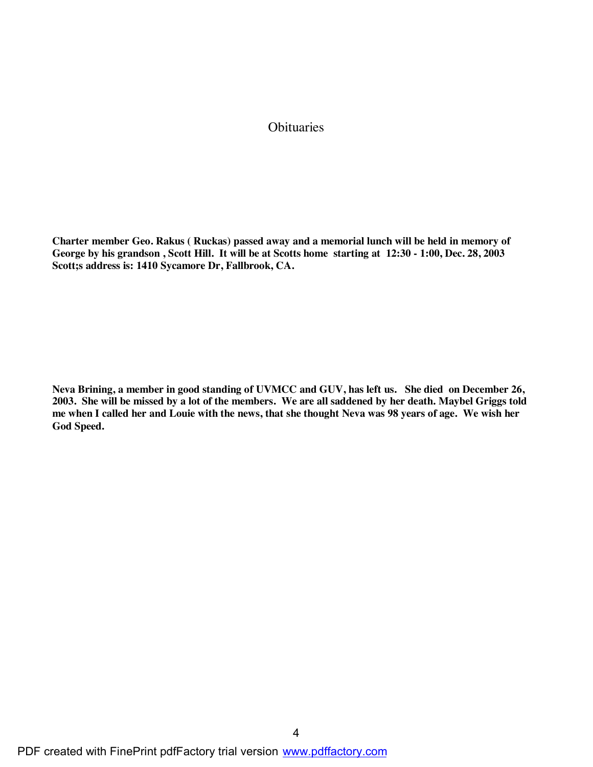# Obituaries

**Charter member Geo. Rakus ( Ruckas) passed away and a memorial lunch will be held in memory of George by his grandson , Scott Hill. It will be at Scotts home starting at 12:30 - 1:00, Dec. 28, 2003 Scott;s address is: 1410 Sycamore Dr, Fallbrook, CA.**

**Neva Brining, a member in good standing of UVMCC and GUV, has left us. She died on December 26, 2003. She will be missed by a lot of the members. We are all saddened by her death. Maybel Griggs told me when I called her and Louie with the news, that she thought Neva was 98 years of age. We wish her God Speed.**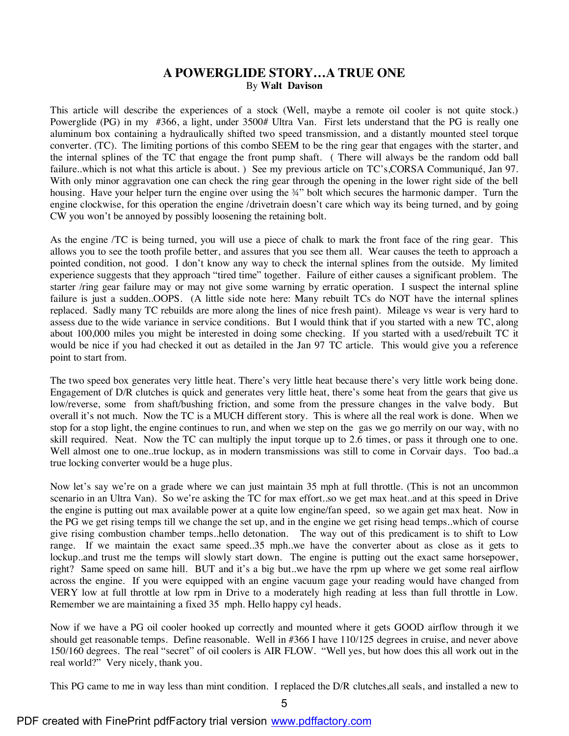# A POWERGLIDE STORY…A TRUE ONE

By **Walt Davison**

This article will describe the experiences of a stock (Well, maybe a remote oil cooler is not quite stock.) Powerglide (PG) in my #366, a light, under 3500# Ultra Van. First lets understand that the PG is really one aluminum box containing a hydraulically shifted two speed transmission, and a distantly mounted steel torque converter. (TC). The limiting portions of this combo SEEM to be the ring gear that engages with the starter, and the internal splines of the TC that engage the front pump shaft. ( There will always be the random odd ball failure..which is not what this article is about. ) See my previous article on TC's,CORSA Communiqué, Jan 97. With only minor aggravation one can check the ring gear through the opening in the lower right side of the bell housing. Have your helper turn the engine over using the ¾" bolt which secures the harmonic damper. Turn the engine clockwise, for this operation the engine /drivetrain doesn't care which way its being turned, and by going CW you won't be annoyed by possibly loosening the retaining bolt.

As the engine /TC is being turned, you will use a piece of chalk to mark the front face of the ring gear. This allows you to see the tooth profile better, and assures that you see them all. Wear causes the teeth to approach a pointed condition, not good. I don't know any way to check the internal splines from the outside. My limited experience suggests that they approach "tired time" together. Failure of either causes a significant problem. The starter /ring gear failure may or may not give some warning by erratic operation. I suspect the internal spline failure is just a sudden..OOPS. (A little side note here: Many rebuilt TCs do NOT have the internal splines replaced. Sadly many TC rebuilds are more along the lines of nice fresh paint). Mileage vs wear is very hard to assess due to the wide variance in service conditions. But I would think that if you started with a new TC, along about 100,000 miles you might be interested in doing some checking. If you started with a used/rebuilt TC it would be nice if you had checked it out as detailed in the Jan 97 TC article. This would give you a reference point to start from.

The two speed box generates very little heat. There's very little heat because there's very little work being done. Engagement of D/R clutches is quick and generates very little heat, there's some heat from the gears that give us low/reverse, some from shaft/bushing friction, and some from the pressure changes in the valve body. But overall it's not much. Now the TC is a MUCH different story. This is where all the real work is done. When we stop for a stop light, the engine continues to run, and when we step on the gas we go merrily on our way, with no skill required. Neat. Now the TC can multiply the input torque up to 2.6 times, or pass it through one to one. Well almost one to one..true lockup, as in modern transmissions was still to come in Corvair days. Too bad..a true locking converter would be a huge plus.

Now let's say we're on a grade where we can just maintain 35 mph at full throttle. (This is not an uncommon scenario in an Ultra Van). So we're asking the TC for max effort..so we get max heat..and at this speed in Drive the engine is putting out max available power at a quite low engine/fan speed, so we again get max heat. Now in the PG we get rising temps till we change the set up, and in the engine we get rising head temps..which of course give rising combustion chamber temps..hello detonation. The way out of this predicament is to shift to Low range. If we maintain the exact same speed..35 mph..we have the converter about as close as it gets to lockup..and trust me the temps will slowly start down. The engine is putting out the exact same horsepower, right? Same speed on same hill. BUT and it's a big but..we have the rpm up where we get some real airflow across the engine. If you were equipped with an engine vacuum gage your reading would have changed from VERY low at full throttle at low rpm in Drive to a moderately high reading at less than full throttle in Low. Remember we are maintaining a fixed 35 mph. Hello happy cyl heads.

Now if we have a PG oil cooler hooked up correctly and mounted where it gets GOOD airflow through it we should get reasonable temps. Define reasonable. Well in #366 I have 110/125 degrees in cruise, and never above 150/160 degrees. The real "secret" of oil coolers is AIR FLOW. "Well yes, but how does this all work out in the real world?" Very nicely, thank you.

This PG came to me in way less than mint condition. I replaced the D/R clutches,all seals, and installed a new to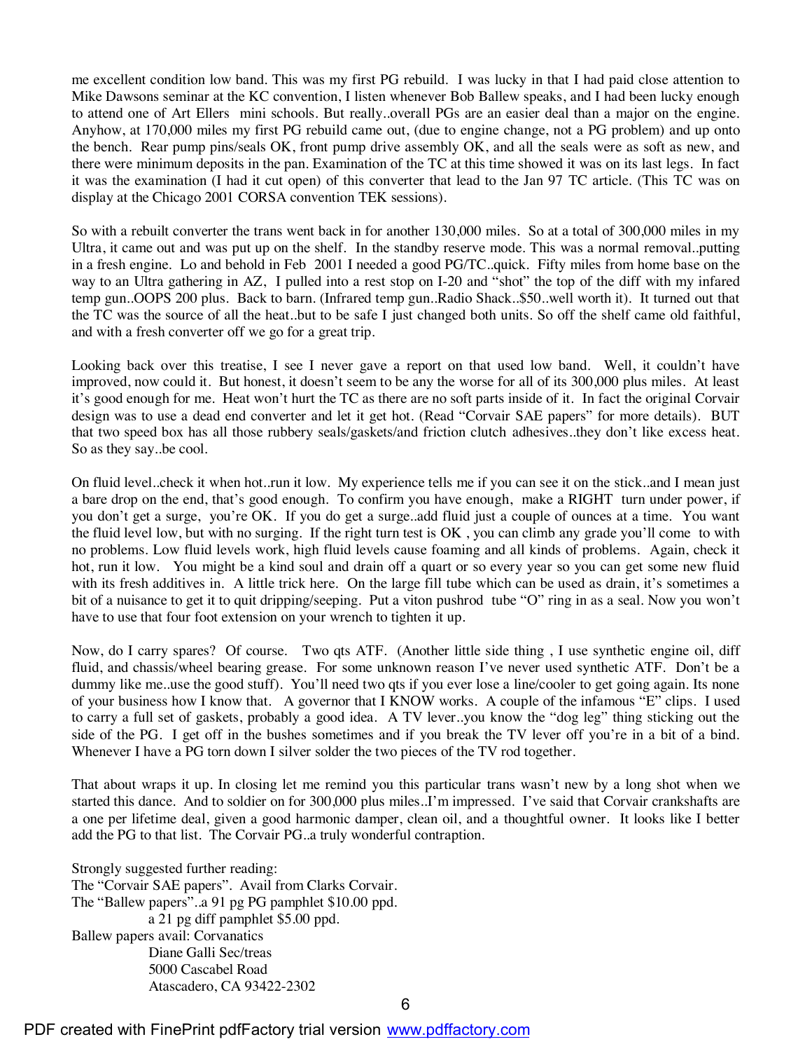me excellent condition low band. This was my first PG rebuild. I was lucky in that I had paid close attention to Mike Dawsons seminar at the KC convention, I listen whenever Bob Ballew speaks, and I had been lucky enough to attend one of Art Ellers mini schools. But really..overall PGs are an easier deal than a major on the engine. Anyhow, at 170,000 miles my first PG rebuild came out, (due to engine change, not a PG problem) and up onto the bench. Rear pump pins/seals OK, front pump drive assembly OK, and all the seals were as soft as new, and there were minimum deposits in the pan. Examination of the TC at this time showed it was on its last legs. In fact it was the examination (I had it cut open) of this converter that lead to the Jan 97 TC article. (This TC was on display at the Chicago 2001 CORSA convention TEK sessions).

So with a rebuilt converter the trans went back in for another 130,000 miles. So at a total of 300,000 miles in my Ultra, it came out and was put up on the shelf. In the standby reserve mode. This was a normal removal..putting in a fresh engine. Lo and behold in Feb 2001 I needed a good PG/TC..quick. Fifty miles from home base on the way to an Ultra gathering in AZ, I pulled into a rest stop on I-20 and "shot" the top of the diff with my infared temp gun..OOPS 200 plus. Back to barn. (Infrared temp gun..Radio Shack..$50..well worth it). It turned out that the TC was the source of all the heat..but to be safe I just changed both units. So off the shelf came old faithful, and with a fresh converter off we go for a great trip.

Looking back over this treatise, I see I never gave a report on that used low band. Well, it couldn't have improved, now could it. But honest, it doesn't seem to be any the worse for all of its 300,000 plus miles. At least it's good enough for me. Heat won't hurt the TC as there are no soft parts inside of it. In fact the original Corvair design was to use a dead end converter and let it get hot. (Read "Corvair SAE papers" for more details). BUT that two speed box has all those rubbery seals/gaskets/and friction clutch adhesives..they don't like excess heat. So as they say..be cool.

On fluid level..check it when hot..run it low. My experience tells me if you can see it on the stick..and I mean just a bare drop on the end, that's good enough. To confirm you have enough, make a RIGHT turn under power, if you don't get a surge, you're OK. If you do get a surge..add fluid just a couple of ounces at a time. You want the fluid level low, but with no surging. If the right turn test is OK , you can climb any grade you'll come to with no problems. Low fluid levels work, high fluid levels cause foaming and all kinds of problems. Again, check it hot, run it low. You might be a kind soul and drain off a quart or so every year so you can get some new fluid with its fresh additives in. A little trick here. On the large fill tube which can be used as drain, it's sometimes a bit of a nuisance to get it to quit dripping/seeping. Put a viton pushrod tube "O" ring in as a seal. Now you won't have to use that four foot extension on your wrench to tighten it up.

Now, do I carry spares? Of course. Two qts ATF. (Another little side thing , I use synthetic engine oil, diff fluid, and chassis/wheel bearing grease. For some unknown reason I've never used synthetic ATF. Don't be a dummy like me..use the good stuff). You'll need two qts if you ever lose a line/cooler to get going again. Its none of your business how I know that. A governor that I KNOW works. A couple of the infamous "E" clips. I used to carry a full set of gaskets, probably a good idea. A TV lever..you know the "dog leg" thing sticking out the side of the PG. I get off in the bushes sometimes and if you break the TV lever off you're in a bit of a bind. Whenever I have a PG torn down I silver solder the two pieces of the TV rod together.

That about wraps it up. In closing let me remind you this particular trans wasn't new by a long shot when we started this dance. And to soldier on for 300,000 plus miles..I'm impressed. I've said that Corvair crankshafts are a one per lifetime deal, given a good harmonic damper, clean oil, and a thoughtful owner. It looks like I better add the PG to that list. The Corvair PG..a truly wonderful contraption.

Strongly suggested further reading:
The "Corvair SAE papers". Avail from Clarks Corvair.
The "Ballew papers"..a 91 pg PG pamphlet $10.00 ppd.
a 21 pg diff pamphlet $5.00 ppd.
Ballew papers avail: Corvanatics
Diane Galli Sec/treas
5000 Cascabel Road
Atascadero, CA 93422-2302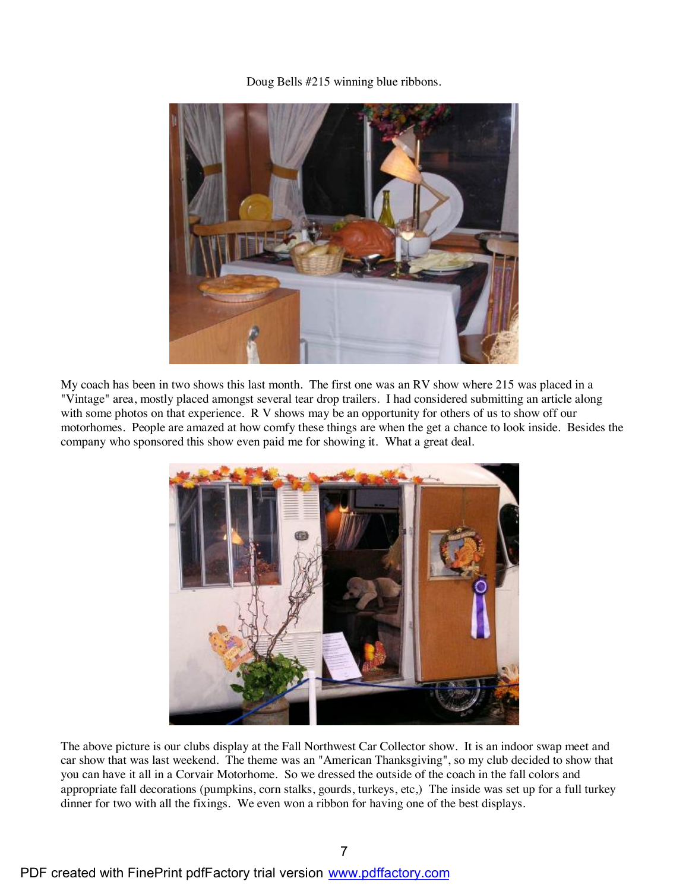Doug Bells #215 winning blue ribbons.

My coach has been in two shows this last month. The first one was an RV show where 215 was placed in a "Vintage" area, mostly placed amongst several tear drop trailers. I had considered submitting an article along with some photos on that experience. R V shows may be an opportunity for others of us to show off our motorhomes. People are amazed at how comfy these things are when the get a chance to look inside. Besides the company who sponsored this show even paid me for showing it. What a great deal.

The above picture is our clubs display at the Fall Northwest Car Collector show. It is an indoor swap meet and car show that was last weekend. The theme was an "American Thanksgiving", so my club decided to show that you can have it all in a Corvair Motorhome. So we dressed the outside of the coach in the fall colors and appropriate fall decorations (pumpkins, corn stalks, gourds, turkeys, etc,) The inside was set up for a full turkey dinner for two with all the fixings. We even won a ribbon for having one of the best displays.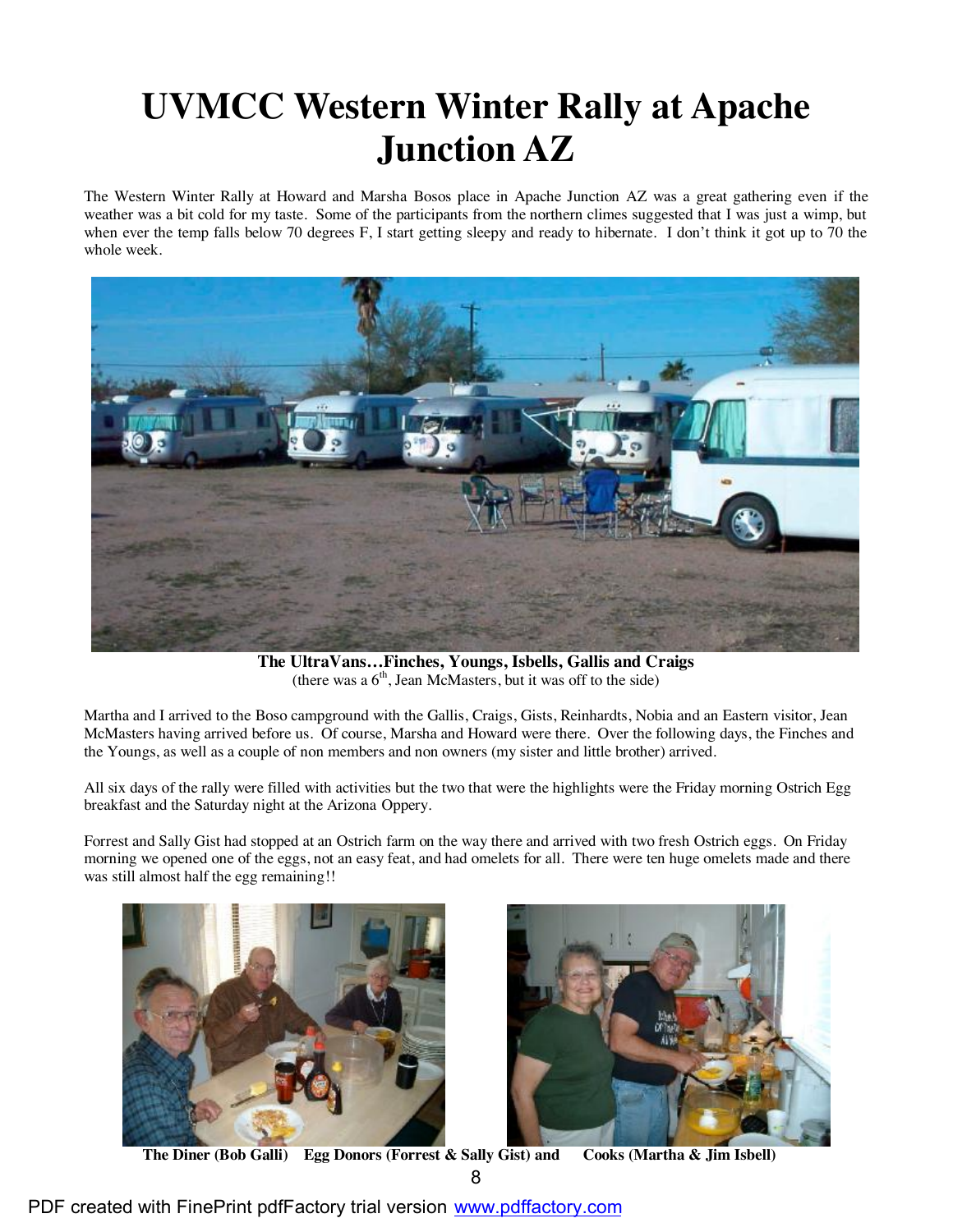# UVMCC Western Winter Rally at Apache Junction AZ

The Western Winter Rally at Howard and Marsha Bosos place in Apache Junction AZ was a great gathering even if the weather was a bit cold for my taste. Some of the participants from the northern climes suggested that I was just a wimp, but when ever the temp falls below 70 degrees F, I start getting sleepy and ready to hibernate. I don't think it got up to 70 the whole week.

**The UltraVans…Finches, Youngs, Isbells, Gallis and Craigs**
(there was a 6th, Jean McMasters, but it was off to the side)

Martha and I arrived to the Boso campground with the Gallis, Craigs, Gists, Reinhardts, Nobia and an Eastern visitor, Jean McMasters having arrived before us. Of course, Marsha and Howard were there. Over the following days, the Finches and the Youngs, as well as a couple of non members and non owners (my sister and little brother) arrived.

All six days of the rally were filled with activities but the two that were the highlights were the Friday morning Ostrich Egg breakfast and the Saturday night at the Arizona Oppery.

Forrest and Sally Gist had stopped at an Ostrich farm on the way there and arrived with two fresh Ostrich eggs. On Friday morning we opened one of the eggs, not an easy feat, and had omelets for all. There were ten huge omelets made and there was still almost half the egg remaining!!

**The Diner (Bob Galli) Egg Donors (Forrest & Sally Gist) and Cooks (Martha & Jim Isbell)**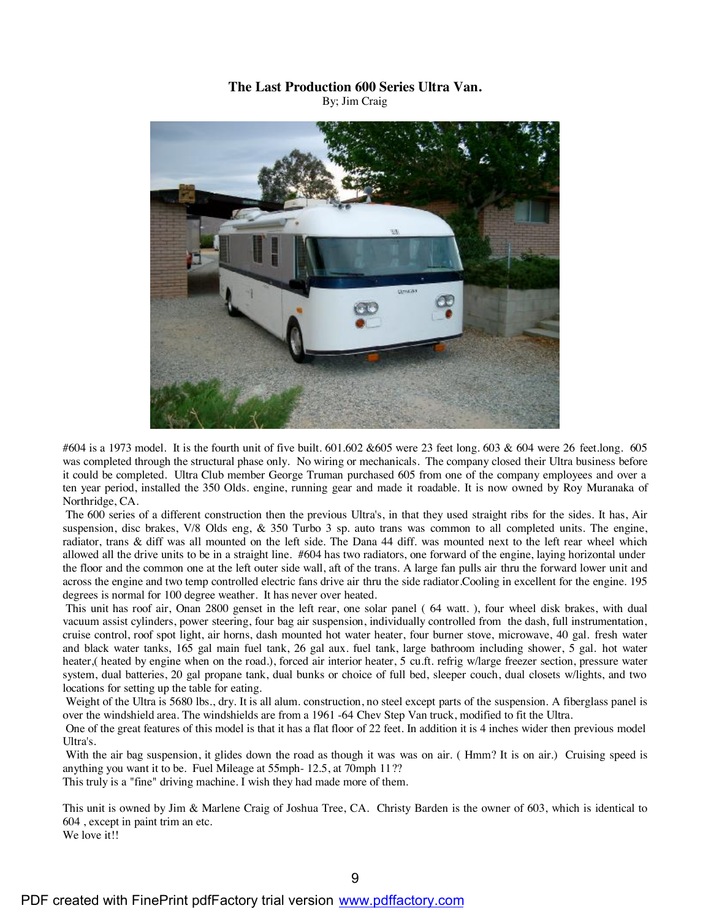## The Last Production 600 Series Ultra Van.

By; Jim Craig

#604 is a 1973 model. It is the fourth unit of five built. 601.602 &605 were 23 feet long. 603 & 604 were 26 feet.long. 605 was completed through the structural phase only. No wiring or mechanicals. The company closed their Ultra business before it could be completed. Ultra Club member George Truman purchased 605 from one of the company employees and over a ten year period, installed the 350 Olds. engine, running gear and made it roadable. It is now owned by Roy Muranaka of Northridge, CA.

The 600 series of a different construction then the previous Ultra's, in that they used straight ribs for the sides. It has, Air suspension, disc brakes, V/8 Olds eng, & 350 Turbo 3 sp. auto trans was common to all completed units. The engine, radiator, trans & diff was all mounted on the left side. The Dana 44 diff. was mounted next to the left rear wheel which allowed all the drive units to be in a straight line. #604 has two radiators, one forward of the engine, laying horizontal under the floor and the common one at the left outer side wall, aft of the trans. A large fan pulls air thru the forward lower unit and across the engine and two temp controlled electric fans drive air thru the side radiator.Cooling in excellent for the engine. 195 degrees is normal for 100 degree weather. It has never over heated.

This unit has roof air, Onan 2800 genset in the left rear, one solar panel ( 64 watt. ), four wheel disk brakes, with dual vacuum assist cylinders, power steering, four bag air suspension, individually controlled from the dash, full instrumentation, cruise control, roof spot light, air horns, dash mounted hot water heater, four burner stove, microwave, 40 gal. fresh water and black water tanks, 165 gal main fuel tank, 26 gal aux. fuel tank, large bathroom including shower, 5 gal. hot water heater,( heated by engine when on the road.), forced air interior heater, 5 cu.ft. refrig w/large freezer section, pressure water system, dual batteries, 20 gal propane tank, dual bunks or choice of full bed, sleeper couch, dual closets w/lights, and two locations for setting up the table for eating.

Weight of the Ultra is 5680 lbs., dry. It is all alum. construction, no steel except parts of the suspension. A fiberglass panel is over the windshield area. The windshields are from a 1961 -64 Chev Step Van truck, modified to fit the Ultra.

One of the great features of this model is that it has a flat floor of 22 feet. In addition it is 4 inches wider then previous model Ultra's.

With the air bag suspension, it glides down the road as though it was was on air. ( Hmm? It is on air.) Cruising speed is anything you want it to be. Fuel Mileage at 55mph- 12.5, at 70mph 11??

This truly is a "fine" driving machine. I wish they had made more of them.

This unit is owned by Jim & Marlene Craig of Joshua Tree, CA. Christy Barden is the owner of 603, which is identical to 604 , except in paint trim an etc.

We love it!!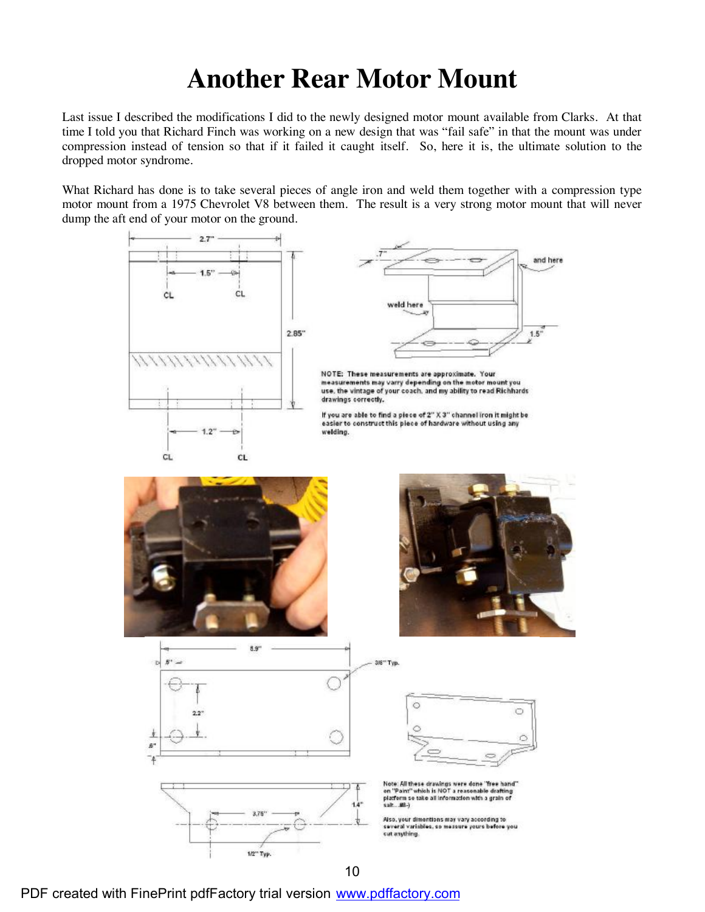# Another Rear Motor Mount

Last issue I described the modifications I did to the newly designed motor mount available from Clarks. At that time I told you that Richard Finch was working on a new design that was "fail safe" in that the mount was under compression instead of tension so that if it failed it caught itself. So, here it is, the ultimate solution to the dropped motor syndrome.

What Richard has done is to take several pieces of angle iron and weld them together with a compression type motor mount from a 1975 Chevrolet V8 between them. The result is a very strong motor mount that will never dump the aft end of your motor on the ground.

NOTE: These measurements are approximate. Your measurements may varry depending on the motor mount you use, the vintage of your coach, and my ability to read Richhards drawings correctly.

If you are able to find a piece of 2" X 3" channel iron it might be easier to construct this piece of hardware without using any welding.

Note: All these drawings were done "free hand" on "Paint" which is NOT a reasonable drafting platform so take all information with a grain of salt....#8-)

Also, your dimentions may vary according to several variables, so measure yours before you cut anything.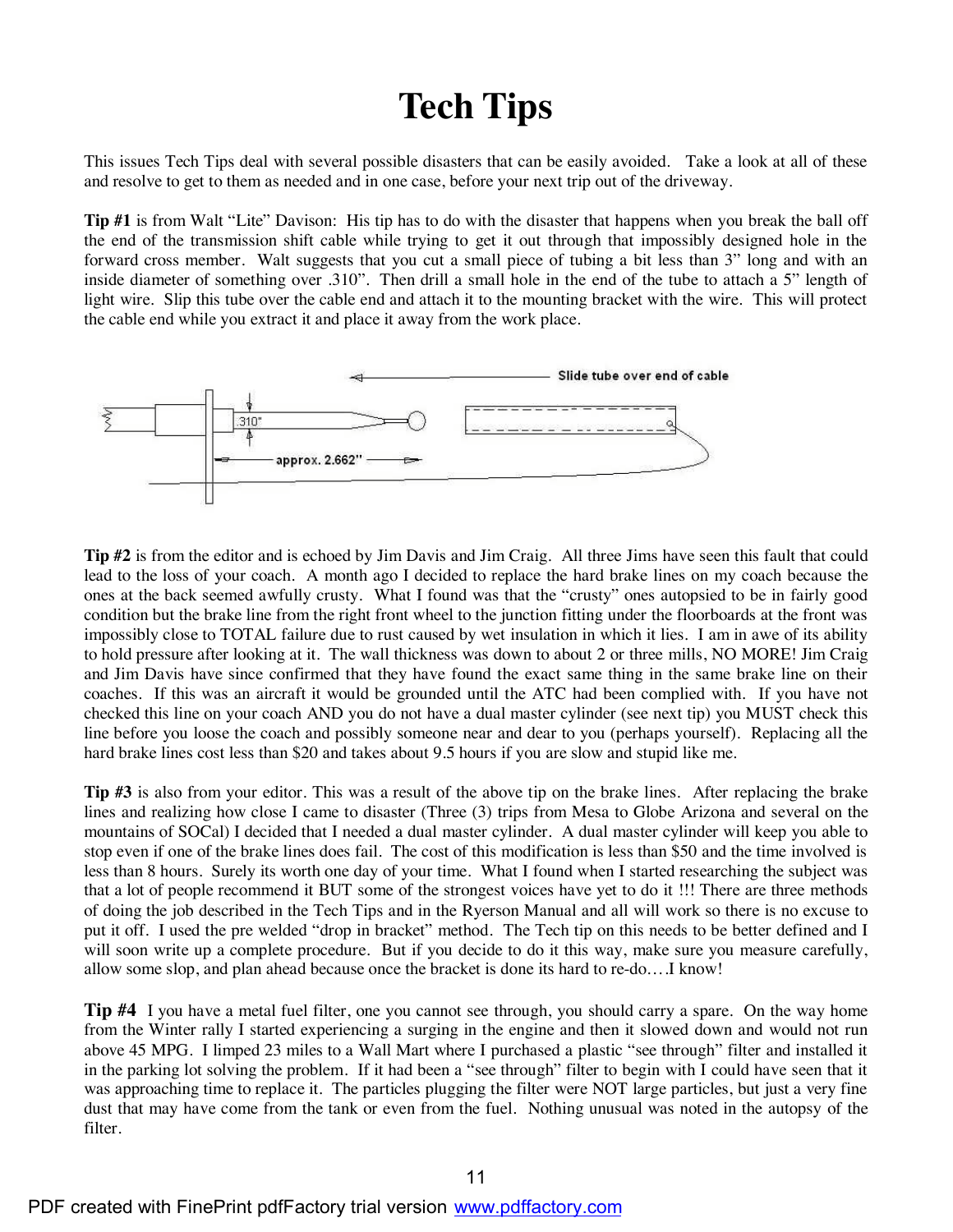# Tech Tips

This issues Tech Tips deal with several possible disasters that can be easily avoided. Take a look at all of these and resolve to get to them as needed and in one case, before your next trip out of the driveway.

**Tip #1** is from Walt "Lite" Davison: His tip has to do with the disaster that happens when you break the ball off the end of the transmission shift cable while trying to get it out through that impossibly designed hole in the forward cross member. Walt suggests that you cut a small piece of tubing a bit less than 3" long and with an inside diameter of something over .310". Then drill a small hole in the end of the tube to attach a 5" length of light wire. Slip this tube over the cable end and attach it to the mounting bracket with the wire. This will protect the cable end while you extract it and place it away from the work place.

Slide tube over end of cable

.310"

approx. 2.662"

**Tip #2** is from the editor and is echoed by Jim Davis and Jim Craig. All three Jims have seen this fault that could lead to the loss of your coach. A month ago I decided to replace the hard brake lines on my coach because the ones at the back seemed awfully crusty. What I found was that the "crusty" ones autopsied to be in fairly good condition but the brake line from the right front wheel to the junction fitting under the floorboards at the front was impossibly close to TOTAL failure due to rust caused by wet insulation in which it lies. I am in awe of its ability to hold pressure after looking at it. The wall thickness was down to about 2 or three mills, NO MORE! Jim Craig and Jim Davis have since confirmed that they have found the exact same thing in the same brake line on their coaches. If this was an aircraft it would be grounded until the ATC had been complied with. If you have not checked this line on your coach AND you do not have a dual master cylinder (see next tip) you MUST check this line before you loose the coach and possibly someone near and dear to you (perhaps yourself). Replacing all the hard brake lines cost less than $20 and takes about 9.5 hours if you are slow and stupid like me.

**Tip #3** is also from your editor. This was a result of the above tip on the brake lines. After replacing the brake lines and realizing how close I came to disaster (Three (3) trips from Mesa to Globe Arizona and several on the mountains of SOCal) I decided that I needed a dual master cylinder. A dual master cylinder will keep you able to stop even if one of the brake lines does fail. The cost of this modification is less than $50 and the time involved is less than 8 hours. Surely its worth one day of your time. What I found when I started researching the subject was that a lot of people recommend it BUT some of the strongest voices have yet to do it !!! There are three methods of doing the job described in the Tech Tips and in the Ryerson Manual and all will work so there is no excuse to put it off. I used the pre welded "drop in bracket" method. The Tech tip on this needs to be better defined and I will soon write up a complete procedure. But if you decide to do it this way, make sure you measure carefully, allow some slop, and plan ahead because once the bracket is done its hard to re-do….I know!

**Tip #4** I you have a metal fuel filter, one you cannot see through, you should carry a spare. On the way home from the Winter rally I started experiencing a surging in the engine and then it slowed down and would not run above 45 MPG. I limped 23 miles to a Wall Mart where I purchased a plastic "see through" filter and installed it in the parking lot solving the problem. If it had been a "see through" filter to begin with I could have seen that it was approaching time to replace it. The particles plugging the filter were NOT large particles, but just a very fine dust that may have come from the tank or even from the fuel. Nothing unusual was noted in the autopsy of the filter.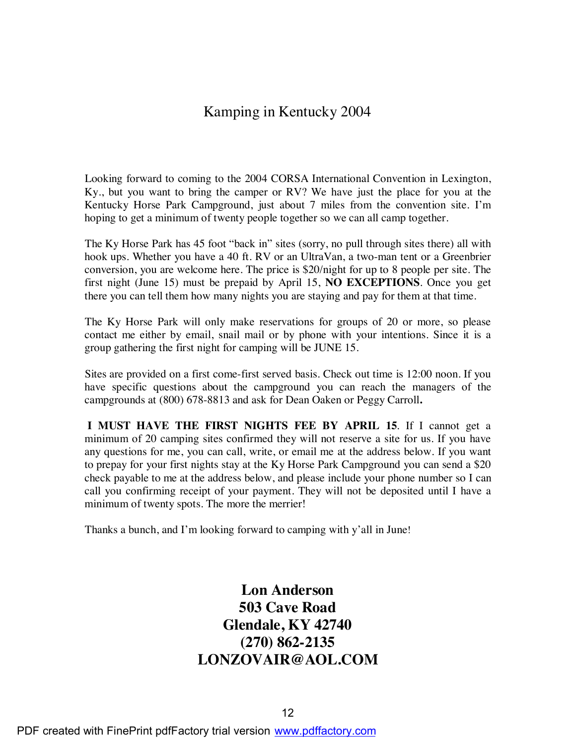# Kamping in Kentucky 2004

Looking forward to coming to the 2004 CORSA International Convention in Lexington, Ky., but you want to bring the camper or RV? We have just the place for you at the Kentucky Horse Park Campground, just about 7 miles from the convention site. I'm hoping to get a minimum of twenty people together so we can all camp together.

The Ky Horse Park has 45 foot "back in" sites (sorry, no pull through sites there) all with hook ups. Whether you have a 40 ft. RV or an UltraVan, a two-man tent or a Greenbrier conversion, you are welcome here. The price is $20/night for up to 8 people per site. The first night (June 15) must be prepaid by April 15, **NO EXCEPTIONS**. Once you get there you can tell them how many nights you are staying and pay for them at that time.

The Ky Horse Park will only make reservations for groups of 20 or more, so please contact me either by email, snail mail or by phone with your intentions. Since it is a group gathering the first night for camping will be JUNE 15.

Sites are provided on a first come-first served basis. Check out time is 12:00 noon. If you have specific questions about the campground you can reach the managers of the campgrounds at (800) 678-8813 and ask for Dean Oaken or Peggy Carroll.

**I MUST HAVE THE FIRST NIGHTS FEE BY APRIL 15**. If I cannot get a minimum of 20 camping sites confirmed they will not reserve a site for us. If you have any questions for me, you can call, write, or email me at the address below. If you want to prepay for your first nights stay at the Ky Horse Park Campground you can send a $20 check payable to me at the address below, and please include your phone number so I can call you confirming receipt of your payment. They will not be deposited until I have a minimum of twenty spots. The more the merrier!

Thanks a bunch, and I'm looking forward to camping with y'all in June!

**Lon Anderson**
**503 Cave Road**
**Glendale, KY 42740**
**(270) 862-2135**
**LONZOVAIR@AOL.COM**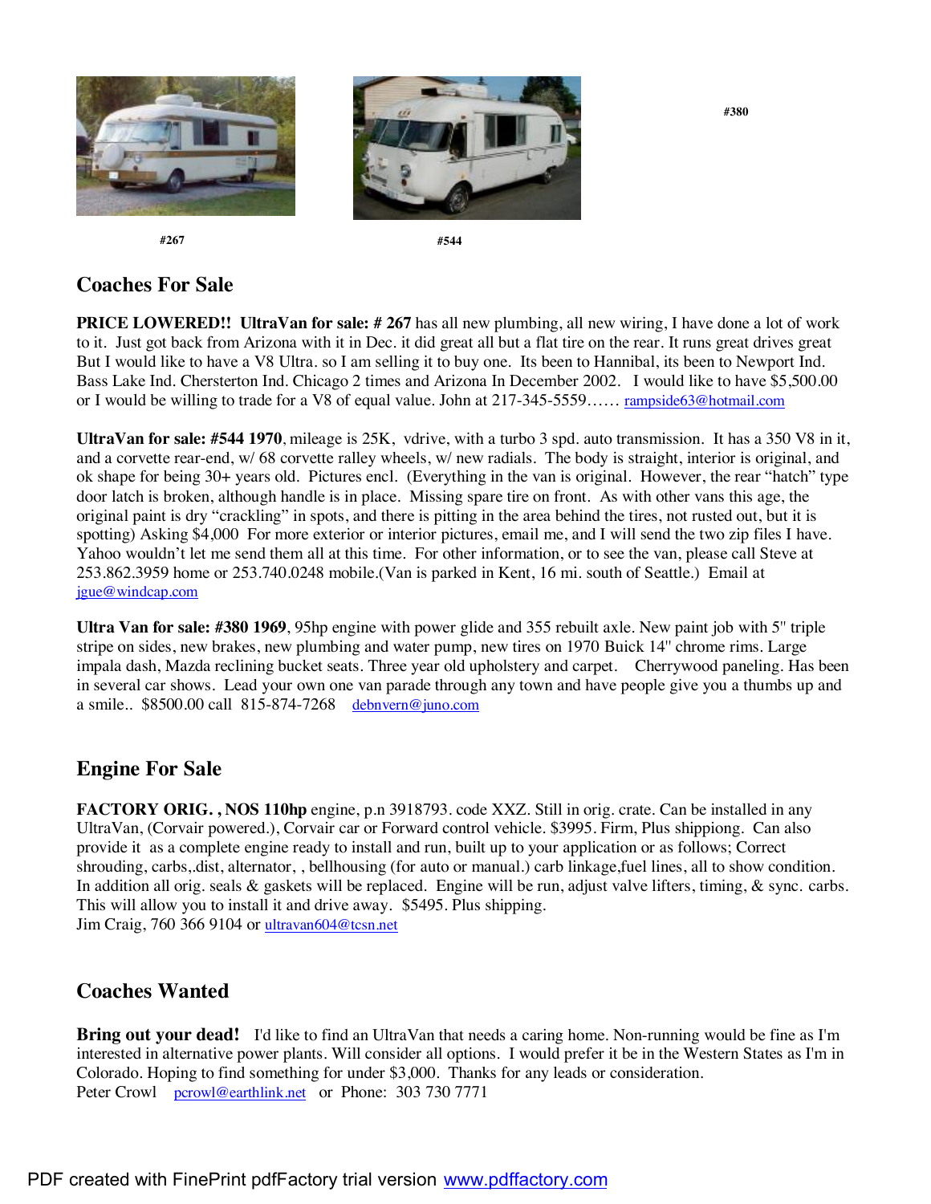#267

#544

#380

## Coaches For Sale

**PRICE LOWERED!! UltraVan for sale: # 267** has all new plumbing, all new wiring, I have done a lot of work to it. Just got back from Arizona with it in Dec. it did great all but a flat tire on the rear. It runs great drives great But I would like to have a V8 Ultra. so I am selling it to buy one. Its been to Hannibal, its been to Newport Ind. Bass Lake Ind. Chersterton Ind. Chicago 2 times and Arizona In December 2002. I would like to have $5,500.00 or I would be willing to trade for a V8 of equal value. John at 217-345-5559…… rampside63@hotmail.com

**UltraVan for sale: #544 1970**, mileage is 25K, vdrive, with a turbo 3 spd. auto transmission. It has a 350 V8 in it, and a corvette rear-end, w/ 68 corvette ralley wheels, w/ new radials. The body is straight, interior is original, and ok shape for being 30+ years old. Pictures encl. (Everything in the van is original. However, the rear "hatch" type door latch is broken, although handle is in place. Missing spare tire on front. As with other vans this age, the original paint is dry "crackling" in spots, and there is pitting in the area behind the tires, not rusted out, but it is spotting) Asking $4,000 For more exterior or interior pictures, email me, and I will send the two zip files I have. Yahoo wouldn't let me send them all at this time. For other information, or to see the van, please call Steve at 253.862.3959 home or 253.740.0248 mobile.(Van is parked in Kent, 16 mi. south of Seattle.) Email at jgue@windcap.com

**Ultra Van for sale: #380 1969**, 95hp engine with power glide and 355 rebuilt axle. New paint job with 5" triple stripe on sides, new brakes, new plumbing and water pump, new tires on 1970 Buick 14" chrome rims. Large impala dash, Mazda reclining bucket seats. Three year old upholstery and carpet. Cherrywood paneling. Has been in several car shows. Lead your own one van parade through any town and have people give you a thumbs up and a smile.. $8500.00 call 815-874-7268 debnvern@juno.com

## Engine For Sale

**FACTORY ORIG. , NOS 110hp** engine, p.n 3918793. code XXZ. Still in orig. crate. Can be installed in any UltraVan, (Corvair powered.), Corvair car or Forward control vehicle. $3995. Firm, Plus shippiong. Can also provide it as a complete engine ready to install and run, built up to your application or as follows; Correct shrouding, carbs,.dist, alternator, , bellhousing (for auto or manual.) carb linkage,fuel lines, all to show condition. In addition all orig. seals & gaskets will be replaced. Engine will be run, adjust valve lifters, timing, & sync. carbs. This will allow you to install it and drive away. $5495. Plus shipping.
Jim Craig, 760 366 9104 or ultravan604@tcsn.net

## Coaches Wanted

**Bring out your dead!** I'd like to find an UltraVan that needs a caring home. Non-running would be fine as I'm interested in alternative power plants. Will consider all options. I would prefer it be in the Western States as I'm in Colorado. Hoping to find something for under $3,000. Thanks for any leads or consideration.
Peter Crowl pcrowl@earthlink.net or Phone: 303 730 7771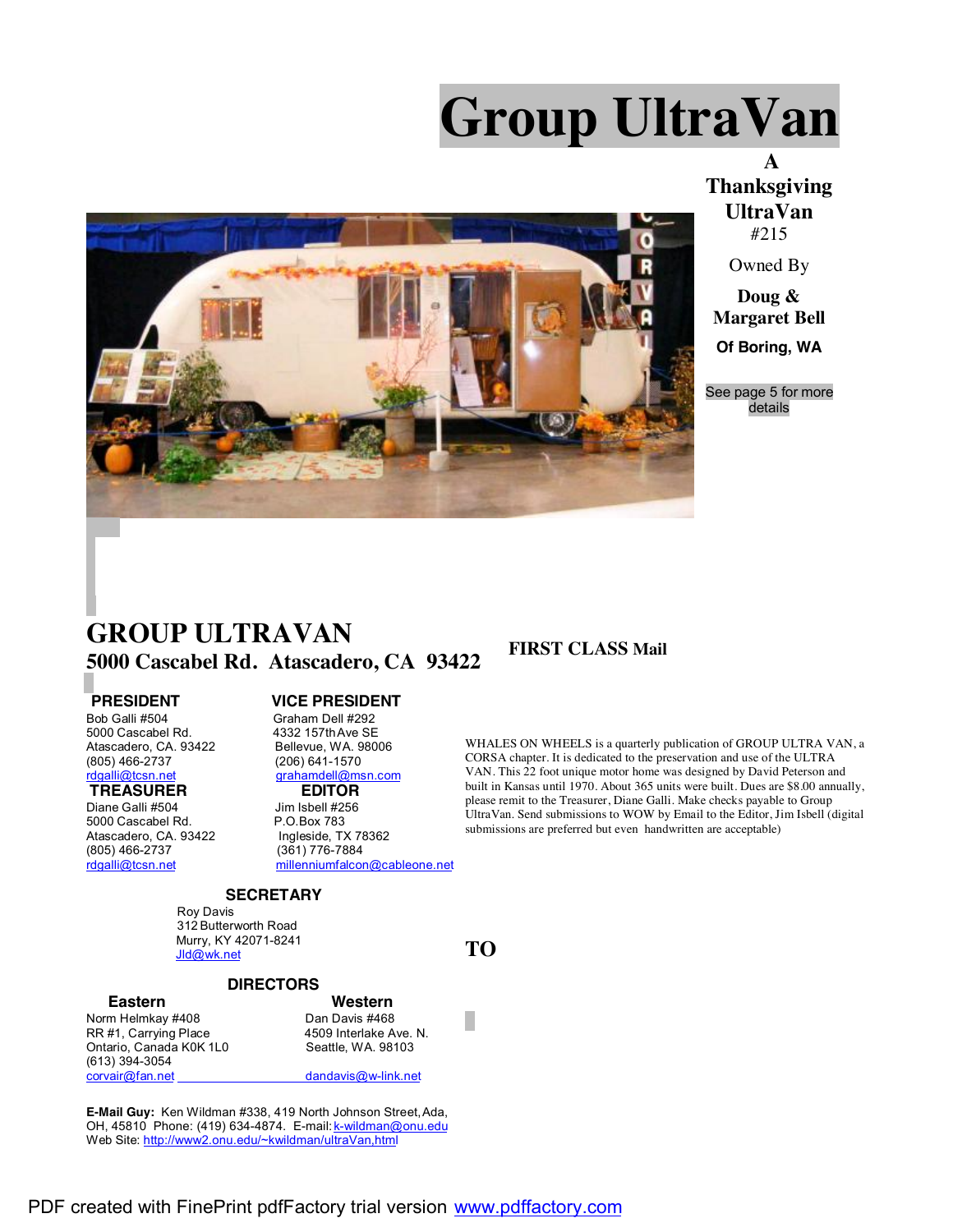# Group UltraVan

**A Thanksgiving UltraVan**
#215

Owned By

**Doug & Margaret Bell**

**Of Boring, WA**

See page 5 for more details

## GROUP ULTRAVAN
### 5000 Cascabel Rd. Atascadero, CA 93422

**FIRST CLASS Mail**

**PRESIDENT**
Bob Galli #504
5000 Cascabel Rd.
Atascadero, CA. 93422
(805) 466-2737
rdgalli@tcsn.net

**VICE PRESIDENT**
Graham Dell #292
4332 157thAve SE
Bellevue, WA. 98006
(206) 641-1570
grahamdell@msn.com

**TREASURER**
Diane Galli #504
5000 Cascabel Rd.
Atascadero, CA. 93422
(805) 466-2737
rdgalli@tcsn.net

**EDITOR**
Jim Isbell #256
P.O.Box 783
Ingleside, TX 78362
(361) 776-7884
millenniumfalcon@cableone.net

WHALES ON WHEELS is a quarterly publication of GROUP ULTRA VAN, a CORSA chapter. It is dedicated to the preservation and use of the ULTRA VAN. This 22 foot unique motor home was designed by David Peterson and built in Kansas until 1970. About 365 units were built. Dues are $8.00 annually, please remit to the Treasurer, Diane Galli. Make checks payable to Group UltraVan. Send submissions to WOW by Email to the Editor, Jim Isbell (digital submissions are preferred but even handwritten are acceptable)

**SECRETARY**
Roy Davis
312 Butterworth Road
Murry, KY 42071-8241
Jld@wk.net

**TO**

**DIRECTORS**

**Eastern**
Norm Helmkay #408
RR #1, Carrying Place
Ontario, Canada K0K 1L0
(613) 394-3054
corvair@fan.net

**Western**
Dan Davis #468
4509 Interlake Ave. N.
Seattle, WA. 98103
dandavis@w-link.net

**E-Mail Guy:** Ken Wildman #338, 419 North Johnson Street, Ada, OH, 45810 Phone: (419) 634-4874. E-mail: k-wildman@onu.edu
Web Site: http://www2.onu.edu/~kwildman/ultraVan,html